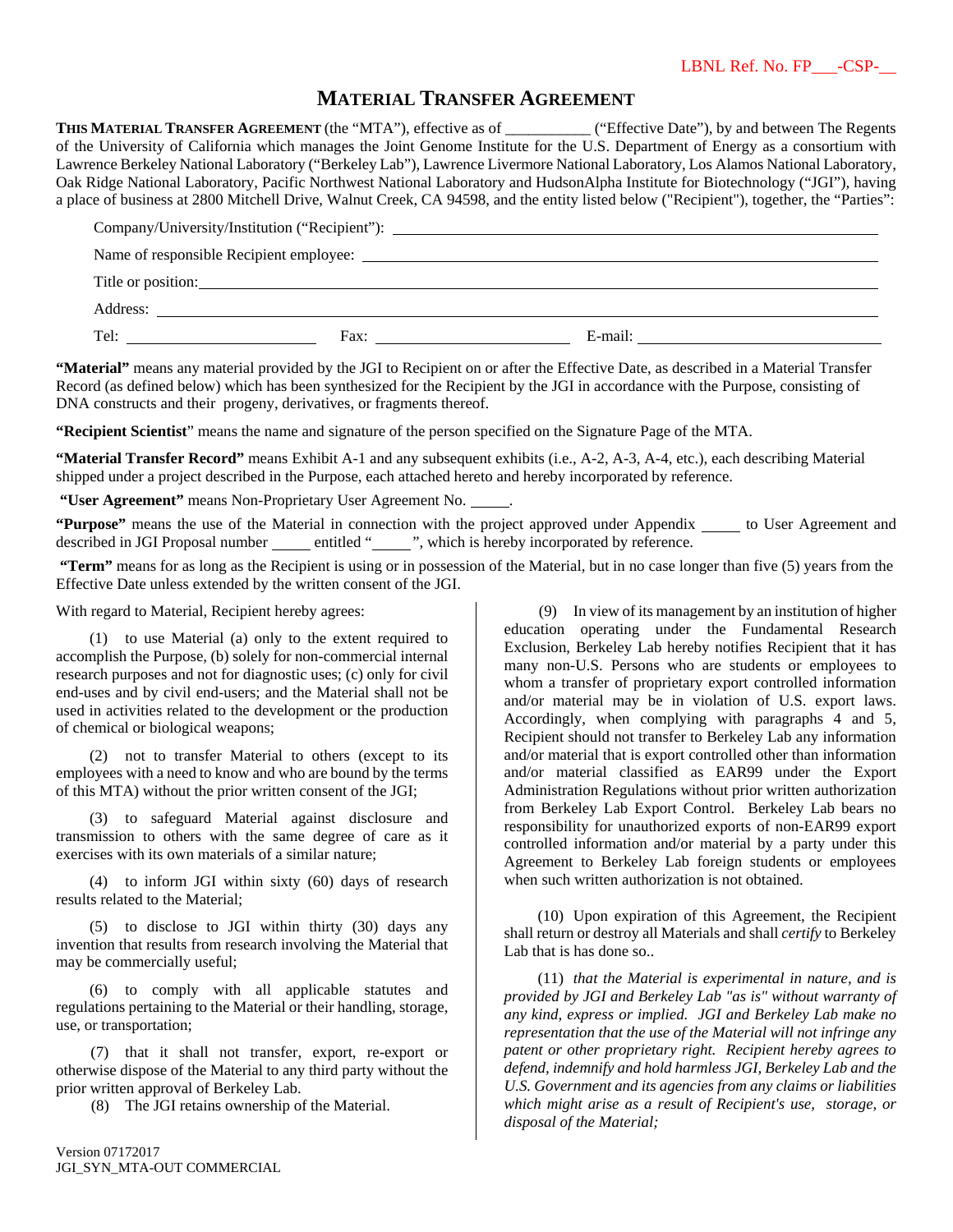LBNL Ref. No. FP___-CSP-__

# MATERIAL TRANSFER AGREEMENT

**THIS MATERIAL TRANSFER AGREEMENT** (the "MTA"), effective as of __________ ("Effective Date"), by and between The Regents of the University of California which manages the Joint Genome Institute for the U.S. Department of Energy as a consortium with Lawrence Berkeley National Laboratory ("Berkeley Lab"), Lawrence Livermore National Laboratory, Los Alamos National Laboratory, Oak Ridge National Laboratory, Pacific Northwest National Laboratory and HudsonAlpha Institute for Biotechnology ("JGI"), having a place of business at 2800 Mitchell Drive, Walnut Creek, CA 94598, and the entity listed below ("Recipient"), together, the "Parties":

Company/University/Institution ("Recipient"): ______________________________

Name of responsible Recipient employee: ______________________________

Title or position: ______________________________

Address: ______________________________

Tel: ____________ Fax: ____________ E-mail: ____________

**"Material"** means any material provided by the JGI to Recipient on or after the Effective Date, as described in a Material Transfer Record (as defined below) which has been synthesized for the Recipient by the JGI in accordance with the Purpose, consisting of DNA constructs and their progeny, derivatives, or fragments thereof.

**"Recipient Scientist"** means the name and signature of the person specified on the Signature Page of the MTA.

**"Material Transfer Record"** means Exhibit A-1 and any subsequent exhibits (i.e., A-2, A-3, A-4, etc.), each describing Material shipped under a project described in the Purpose, each attached hereto and hereby incorporated by reference.

**"User Agreement"** means Non-Proprietary User Agreement No. _____.

**"Purpose"** means the use of the Material in connection with the project approved under Appendix _____ to User Agreement and described in JGI Proposal number _____ entitled "_____", which is hereby incorporated by reference.

**"Term"** means for as long as the Recipient is using or in possession of the Material, but in no case longer than five (5) years from the Effective Date unless extended by the written consent of the JGI.

With regard to Material, Recipient hereby agrees:

(1) to use Material (a) only to the extent required to accomplish the Purpose, (b) solely for non-commercial internal research purposes and not for diagnostic uses; (c) only for civil end-uses and by civil end-users; and the Material shall not be used in activities related to the development or the production of chemical or biological weapons;

(2) not to transfer Material to others (except to its employees with a need to know and who are bound by the terms of this MTA) without the prior written consent of the JGI;

(3) to safeguard Material against disclosure and transmission to others with the same degree of care as it exercises with its own materials of a similar nature;

(4) to inform JGI within sixty (60) days of research results related to the Material;

(5) to disclose to JGI within thirty (30) days any invention that results from research involving the Material that may be commercially useful;

(6) to comply with all applicable statutes and regulations pertaining to the Material or their handling, storage, use, or transportation;

(7) that it shall not transfer, export, re-export or otherwise dispose of the Material to any third party without the prior written approval of Berkeley Lab.

(8) The JGI retains ownership of the Material.

(9) In view of its management by an institution of higher education operating under the Fundamental Research Exclusion, Berkeley Lab hereby notifies Recipient that it has many non-U.S. Persons who are students or employees to whom a transfer of proprietary export controlled information and/or material may be in violation of U.S. export laws. Accordingly, when complying with paragraphs 4 and 5, Recipient should not transfer to Berkeley Lab any information and/or material that is export controlled other than information and/or material classified as EAR99 under the Export Administration Regulations without prior written authorization from Berkeley Lab Export Control. Berkeley Lab bears no responsibility for unauthorized exports of non-EAR99 export controlled information and/or material by a party under this Agreement to Berkeley Lab foreign students or employees when such written authorization is not obtained.

(10) Upon expiration of this Agreement, the Recipient shall return or destroy all Materials and shall *certify* to Berkeley Lab that is has done so..

(11) *that the Material is experimental in nature, and is provided by JGI and Berkeley Lab "as is" without warranty of any kind, express or implied. JGI and Berkeley Lab make no representation that the use of the Material will not infringe any patent or other proprietary right. Recipient hereby agrees to defend, indemnify and hold harmless JGI, Berkeley Lab and the U.S. Government and its agencies from any claims or liabilities which might arise as a result of Recipient's use, storage, or disposal of the Material;*

Version 07172017
JGI_SYN_MTA-OUT COMMERCIAL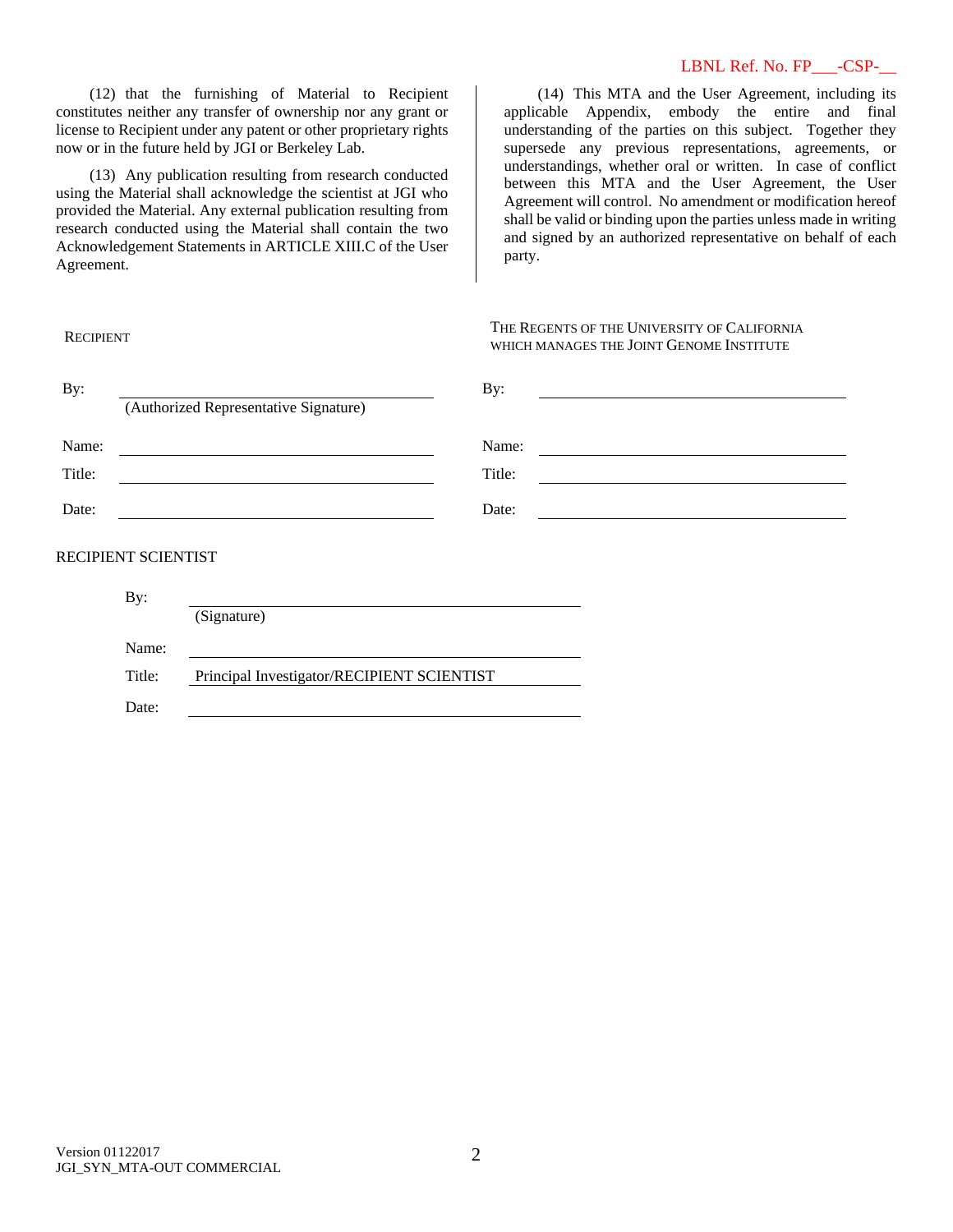LBNL Ref. No. FP___-CSP-__

(12) that the furnishing of Material to Recipient constitutes neither any transfer of ownership nor any grant or license to Recipient under any patent or other proprietary rights now or in the future held by JGI or Berkeley Lab.

(13) Any publication resulting from research conducted using the Material shall acknowledge the scientist at JGI who provided the Material. Any external publication resulting from research conducted using the Material shall contain the two Acknowledgement Statements in ARTICLE XIII.C of the User Agreement.

(14) This MTA and the User Agreement, including its applicable Appendix, embody the entire and final understanding of the parties on this subject. Together they supersede any previous representations, agreements, or understandings, whether oral or written. In case of conflict between this MTA and the User Agreement, the User Agreement will control. No amendment or modification hereof shall be valid or binding upon the parties unless made in writing and signed by an authorized representative on behalf of each party.

| RECIPIENT | | THE REGENTS OF THE UNIVERSITY OF CALIFORNIA WHICH MANAGES THE JOINT GENOME INSTITUTE | |
|---|---|---|---|
| By: | ______________________ (Authorized Representative Signature) | By: | ______________________ |
| Name: | ______________________ | Name: | ______________________ |
| Title: | ______________________ | Title: | ______________________ |
| Date: | ______________________ | Date: | ______________________ |

RECIPIENT SCIENTIST

| | |
|---|---|
| By: | ______________________ (Signature) |
| Name: | ______________________ |
| Title: | Principal Investigator/RECIPIENT SCIENTIST |
| Date: | ______________________ |

Version 01122017
JGI_SYN_MTA-OUT COMMERCIAL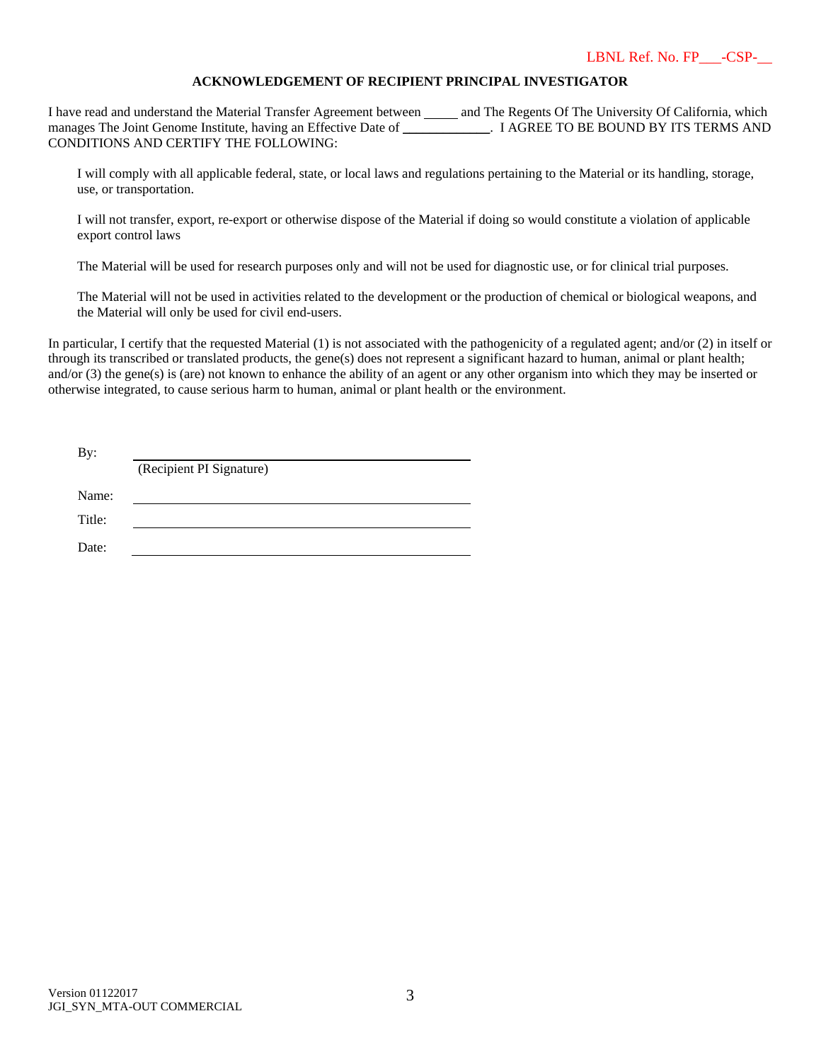LBNL Ref. No. FP___-CSP-__

**ACKNOWLEDGEMENT OF RECIPIENT PRINCIPAL INVESTIGATOR**

I have read and understand the Material Transfer Agreement between _____ and The Regents Of The University Of California, which manages The Joint Genome Institute, having an Effective Date of _____________. I AGREE TO BE BOUND BY ITS TERMS AND CONDITIONS AND CERTIFY THE FOLLOWING:

I will comply with all applicable federal, state, or local laws and regulations pertaining to the Material or its handling, storage, use, or transportation.

I will not transfer, export, re-export or otherwise dispose of the Material if doing so would constitute a violation of applicable export control laws

The Material will be used for research purposes only and will not be used for diagnostic use, or for clinical trial purposes.

The Material will not be used in activities related to the development or the production of chemical or biological weapons, and the Material will only be used for civil end-users.

In particular, I certify that the requested Material (1) is not associated with the pathogenicity of a regulated agent; and/or (2) in itself or through its transcribed or translated products, the gene(s) does not represent a significant hazard to human, animal or plant health; and/or (3) the gene(s) is (are) not known to enhance the ability of an agent or any other organism into which they may be inserted or otherwise integrated, to cause serious harm to human, animal or plant health or the environment.

By: ______________________________________
(Recipient PI Signature)

Name: ______________________________________

Title: ______________________________________

Date: ______________________________________

Version 01122017
JGI_SYN_MTA-OUT COMMERCIAL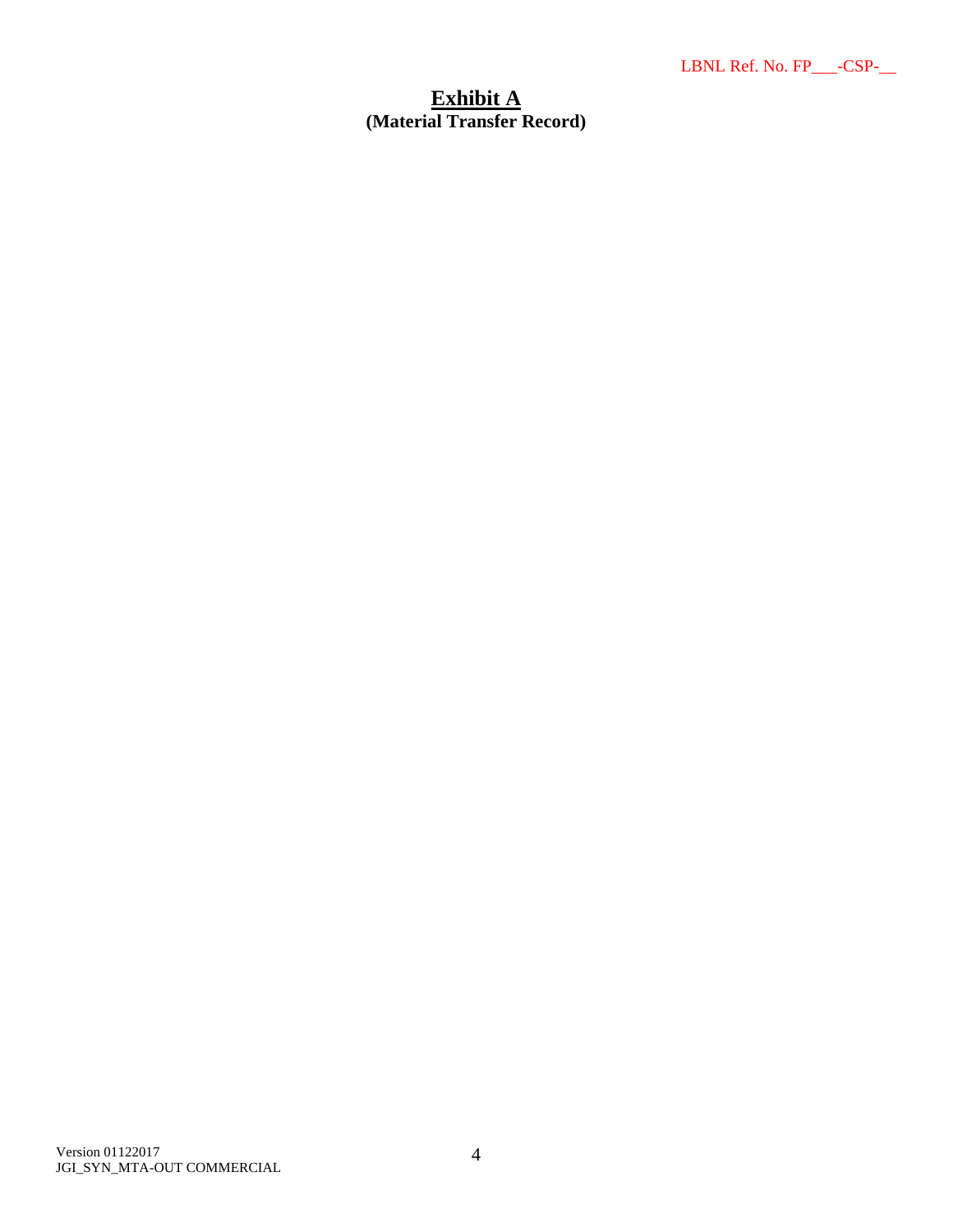LBNL Ref. No. FP___-CSP-__

# Exhibit A

**(Material Transfer Record)**